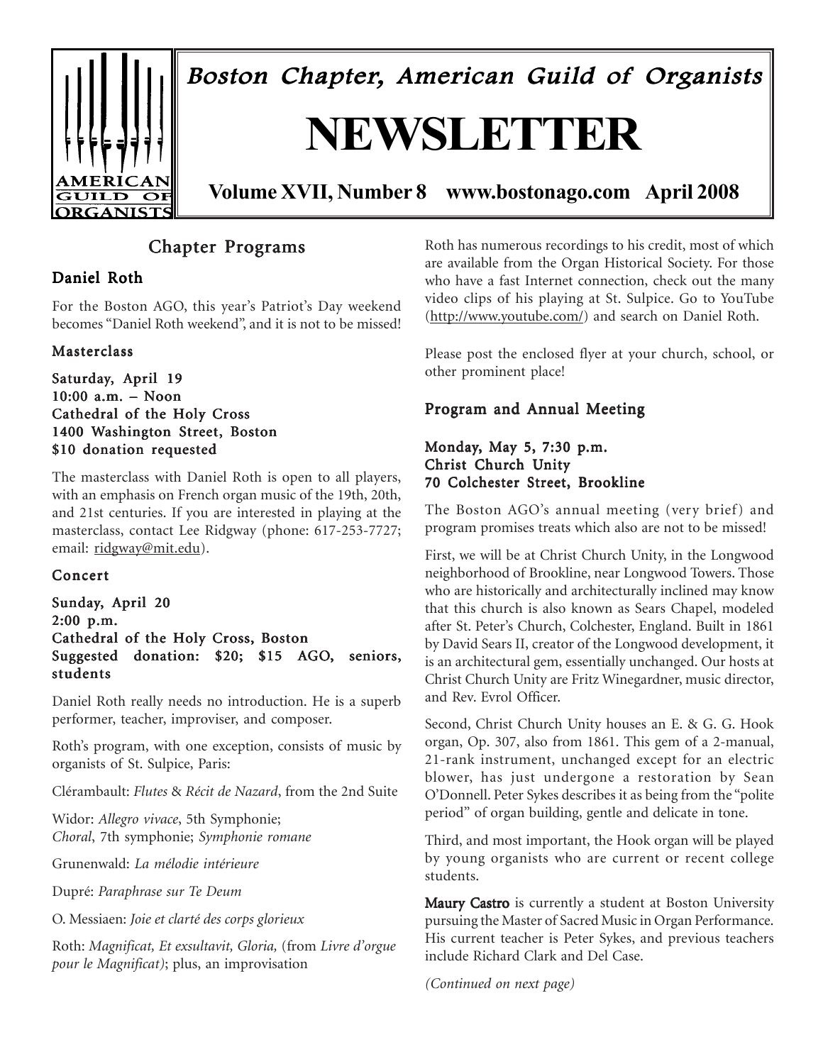# Boston Chapter, American Guild of Organists

# NEWSLETTER

**Volume XVII, Number 8 www.bostonago.com April 2008**

## Chapter Programs

### Daniel Roth

For the Boston AGO, this year's Patriot's Day weekend becomes "Daniel Roth weekend", and it is not to be missed!

#### Masterclass

**Saturday, April 19**
**10:00 a.m. – Noon**
**Cathedral of the Holy Cross**
**1400 Washington Street, Boston**
**$10 donation requested**

The masterclass with Daniel Roth is open to all players, with an emphasis on French organ music of the 19th, 20th, and 21st centuries. If you are interested in playing at the masterclass, contact Lee Ridgway (phone: 617-253-7727; email: ridgway@mit.edu).

#### Concert

**Sunday, April 20**
**2:00 p.m.**
**Cathedral of the Holy Cross, Boston**
**Suggested donation: $20; $15 AGO, seniors, students**

Daniel Roth really needs no introduction. He is a superb performer, teacher, improviser, and composer.

Roth's program, with one exception, consists of music by organists of St. Sulpice, Paris:

Clérambault: *Flutes* & *Récit de Nazard*, from the 2nd Suite

Widor: *Allegro vivace*, 5th Symphonie;
*Choral*, 7th symphonie; *Symphonie romane*

Grunenwald: *La mélodie intérieure*

Dupré: *Paraphrase sur Te Deum*

O. Messiaen: *Joie et clarté des corps glorieux*

Roth: *Magnificat, Et exsultavit, Gloria,* (from *Livre d'orgue pour le Magnificat)*; plus, an improvisation

Roth has numerous recordings to his credit, most of which are available from the Organ Historical Society. For those who have a fast Internet connection, check out the many video clips of his playing at St. Sulpice. Go to YouTube (http://www.youtube.com/) and search on Daniel Roth.

Please post the enclosed flyer at your church, school, or other prominent place!

### Program and Annual Meeting

**Monday, May 5, 7:30 p.m.**
**Christ Church Unity**
**70 Colchester Street, Brookline**

The Boston AGO's annual meeting (very brief) and program promises treats which also are not to be missed!

First, we will be at Christ Church Unity, in the Longwood neighborhood of Brookline, near Longwood Towers. Those who are historically and architecturally inclined may know that this church is also known as Sears Chapel, modeled after St. Peter's Church, Colchester, England. Built in 1861 by David Sears II, creator of the Longwood development, it is an architectural gem, essentially unchanged. Our hosts at Christ Church Unity are Fritz Winegardner, music director, and Rev. Evrol Officer.

Second, Christ Church Unity houses an E. & G. G. Hook organ, Op. 307, also from 1861. This gem of a 2-manual, 21-rank instrument, unchanged except for an electric blower, has just undergone a restoration by Sean O'Donnell. Peter Sykes describes it as being from the "polite period" of organ building, gentle and delicate in tone.

Third, and most important, the Hook organ will be played by young organists who are current or recent college students.

**Maury Castro** is currently a student at Boston University pursuing the Master of Sacred Music in Organ Performance. His current teacher is Peter Sykes, and previous teachers include Richard Clark and Del Case.

*(Continued on next page)*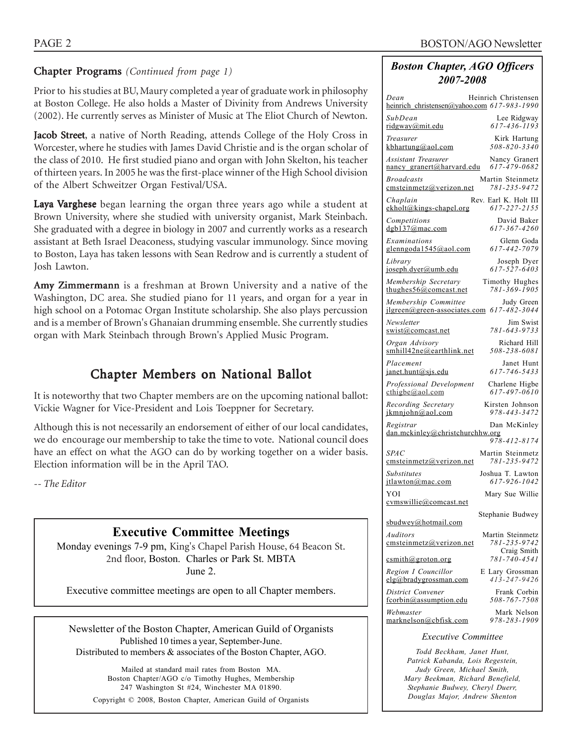## Chapter Programs *(Continued from page 1)*

Prior to his studies at BU, Maury completed a year of graduate work in philosophy at Boston College. He also holds a Master of Divinity from Andrews University (2002). He currently serves as Minister of Music at The Eliot Church of Newton.

**Jacob Street**, a native of North Reading, attends College of the Holy Cross in Worcester, where he studies with James David Christie and is the organ scholar of the class of 2010. He first studied piano and organ with John Skelton, his teacher of thirteen years. In 2005 he was the first-place winner of the High School division of the Albert Schweitzer Organ Festival/USA.

**Laya Varghese** began learning the organ three years ago while a student at Brown University, where she studied with university organist, Mark Steinbach. She graduated with a degree in biology in 2007 and currently works as a research assistant at Beth Israel Deaconess, studying vascular immunology. Since moving to Boston, Laya has taken lessons with Sean Redrow and is currently a student of Josh Lawton.

**Amy Zimmermann** is a freshman at Brown University and a native of the Washington, DC area. She studied piano for 11 years, and organ for a year in high school on a Potomac Organ Institute scholarship. She also plays percussion and is a member of Brown's Ghanaian drumming ensemble. She currently studies organ with Mark Steinbach through Brown's Applied Music Program.

## Chapter Members on National Ballot

It is noteworthy that two Chapter members are on the upcoming national ballot: Vickie Wagner for Vice-President and Lois Toeppner for Secretary.

Although this is not necessarily an endorsement of either of our local candidates, we do encourage our membership to take the time to vote. National council does have an effect on what the AGO can do by working together on a wider basis. Election information will be in the April TAO.

-- *The Editor*

### Executive Committee Meetings

Monday evenings 7-9 pm, King's Chapel Parish House, 64 Beacon St. 2nd floor, Boston. Charles or Park St. MBTA
June 2.

Executive committee meetings are open to all Chapter members.

Newsletter of the Boston Chapter, American Guild of Organists
Published 10 times a year, September-June.
Distributed to members & associates of the Boston Chapter, AGO.

Mailed at standard mail rates from Boston MA.
Boston Chapter/AGO c/o Timothy Hughes, Membership
247 Washington St #24, Winchester MA 01890.

Copyright © 2008, Boston Chapter, American Guild of Organists

### *Boston Chapter, AGO Officers 2007-2008*

| Position | Name | Email | Phone |
|---|---|---|---|
| *Dean* | Heinrich Christensen | heinrich_christensen@yahoo.com | *617-983-1990* |
| *SubDean* | Lee Ridgway | ridgway@mit.edu | *617-436-1193* |
| *Treasurer* | Kirk Hartung | kbhartung@aol.com | *508-820-3340* |
| *Assistant Treasurer* | Nancy Granert | nancy_granert@harvard.edu | *617-479-0682* |
| *Broadcasts* | Martin Steinmetz | cmsteinmetz@verizon.net | *781-235-9472* |
| *Chaplain* | Rev. Earl K. Holt III | ekholt@kings-chapel.org | *617-227-2155* |
| *Competitions* | David Baker | dgb137@mac.com | *617-367-4260* |
| *Examinations* | Glenn Goda | glenngoda1545@aol.com | *617-442-7079* |
| *Library* | Joseph Dyer | joseph.dyer@umb.edu | *617-527-6403* |
| *Membership Secretary* | Timothy Hughes | thughes56@comcast.net | *781-369-1905* |
| *Membership Committee* | Judy Green | jlgreen@green-associates.com | *617-482-3044* |
| *Newsletter* | Jim Swist | swist@comcast.net | *781-643-9733* |
| *Organ Advisory* | Richard Hill | smhill42ne@earthlink.net | *508-238-6081* |
| *Placement* | Janet Hunt | janet.hunt@sjs.edu | *617-746-5433* |
| *Professional Development* | Charlene Higbe | cthigbe@aol.com | *617-497-0610* |
| *Recording Secretary* | Kirsten Johnson | jkmnjohn@aol.com | *978-443-3472* |
| *Registrar* | Dan McKinley | dan.mckinley@christchurchhw.org | *978-412-8174* |
| *SPAC* | Martin Steinmetz | cmsteinmetz@verizon.net | *781-235-9472* |
| *Substitutes* | Joshua T. Lawton | jtlawton@mac.com | *617-926-1042* |
| YOI | Mary Sue Willie | cvmswillie@comcast.net | |
| | Stephanie Budwey | sbudwey@hotmail.com | |
| *Auditors* | Martin Steinmetz | cmsteinmetz@verizon.net | *781-235-9742* |
| | Craig Smith | csmith@groton.org | *781-740-4541* |
| *Region I Councillor* | E Lary Grossman | elg@bradygrossman.com | *413-247-9426* |
| *District Convener* | Frank Corbin | fcorbin@assumption.edu | *508-767-7508* |
| *Webmaster* | Mark Nelson | marknelson@cbfisk.com | *978-283-1909* |

*Executive Committee*

*Todd Beckham, Janet Hunt, Patrick Kabanda, Lois Regestein, Judy Green, Michael Smith, Mary Beekman, Richard Benefield, Stephanie Budwey, Cheryl Duerr, Douglas Major, Andrew Shenton*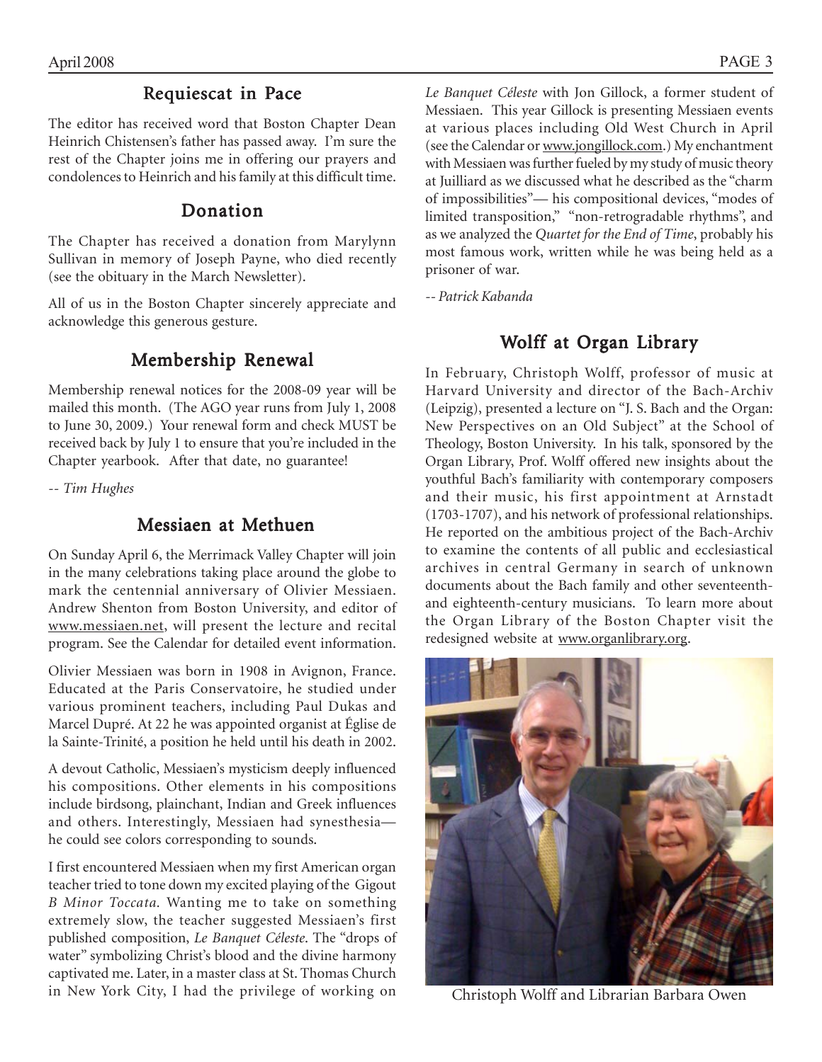## Requiescat in Pace

The editor has received word that Boston Chapter Dean Heinrich Chistensen's father has passed away. I'm sure the rest of the Chapter joins me in offering our prayers and condolences to Heinrich and his family at this difficult time.

## Donation

The Chapter has received a donation from Marylynn Sullivan in memory of Joseph Payne, who died recently (see the obituary in the March Newsletter).

All of us in the Boston Chapter sincerely appreciate and acknowledge this generous gesture.

## Membership Renewal

Membership renewal notices for the 2008-09 year will be mailed this month. (The AGO year runs from July 1, 2008 to June 30, 2009.) Your renewal form and check MUST be received back by July 1 to ensure that you're included in the Chapter yearbook. After that date, no guarantee!

*-- Tim Hughes*

## Messiaen at Methuen

On Sunday April 6, the Merrimack Valley Chapter will join in the many celebrations taking place around the globe to mark the centennial anniversary of Olivier Messiaen. Andrew Shenton from Boston University, and editor of www.messiaen.net, will present the lecture and recital program. See the Calendar for detailed event information.

Olivier Messiaen was born in 1908 in Avignon, France. Educated at the Paris Conservatoire, he studied under various prominent teachers, including Paul Dukas and Marcel Dupré. At 22 he was appointed organist at Église de la Sainte-Trinité, a position he held until his death in 2002.

A devout Catholic, Messiaen's mysticism deeply influenced his compositions. Other elements in his compositions include birdsong, plainchant, Indian and Greek influences and others. Interestingly, Messiaen had synesthesia—he could see colors corresponding to sounds.

I first encountered Messiaen when my first American organ teacher tried to tone down my excited playing of the Gigout *B Minor Toccata.* Wanting me to take on something extremely slow, the teacher suggested Messiaen's first published composition, *Le Banquet Céleste*. The "drops of water" symbolizing Christ's blood and the divine harmony captivated me. Later, in a master class at St. Thomas Church in New York City, I had the privilege of working on *Le Banquet Céleste* with Jon Gillock, a former student of Messiaen. This year Gillock is presenting Messiaen events at various places including Old West Church in April (see the Calendar or www.jongillock.com.) My enchantment with Messiaen was further fueled by my study of music theory at Juilliard as we discussed what he described as the "charm of impossibilities"— his compositional devices, "modes of limited transposition," "non-retrogradable rhythms", and as we analyzed the *Quartet for the End of Time*, probably his most famous work, written while he was being held as a prisoner of war.

*-- Patrick Kabanda*

## Wolff at Organ Library

In February, Christoph Wolff, professor of music at Harvard University and director of the Bach-Archiv (Leipzig), presented a lecture on "J. S. Bach and the Organ: New Perspectives on an Old Subject" at the School of Theology, Boston University. In his talk, sponsored by the Organ Library, Prof. Wolff offered new insights about the youthful Bach's familiarity with contemporary composers and their music, his first appointment at Arnstadt (1703-1707), and his network of professional relationships. He reported on the ambitious project of the Bach-Archiv to examine the contents of all public and ecclesiastical archives in central Germany in search of unknown documents about the Bach family and other seventeenth- and eighteenth-century musicians. To learn more about the Organ Library of the Boston Chapter visit the redesigned website at www.organlibrary.org.

Christoph Wolff and Librarian Barbara Owen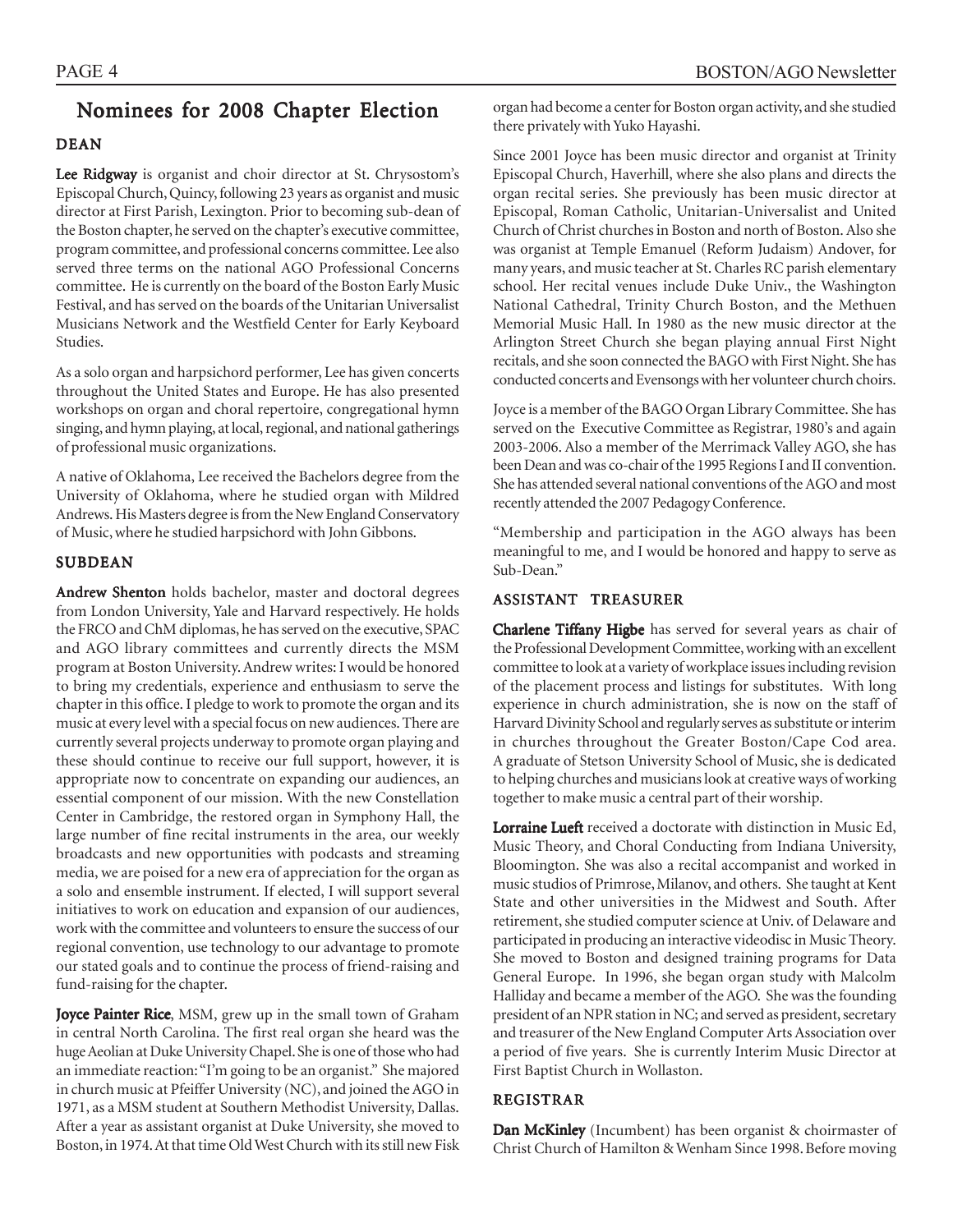# Nominees for 2008 Chapter Election

## DEAN

**Lee Ridgway** is organist and choir director at St. Chrysostom's Episcopal Church, Quincy, following 23 years as organist and music director at First Parish, Lexington. Prior to becoming sub-dean of the Boston chapter, he served on the chapter's executive committee, program committee, and professional concerns committee. Lee also served three terms on the national AGO Professional Concerns committee. He is currently on the board of the Boston Early Music Festival, and has served on the boards of the Unitarian Universalist Musicians Network and the Westfield Center for Early Keyboard Studies.

As a solo organ and harpsichord performer, Lee has given concerts throughout the United States and Europe. He has also presented workshops on organ and choral repertoire, congregational hymn singing, and hymn playing, at local, regional, and national gatherings of professional music organizations.

A native of Oklahoma, Lee received the Bachelors degree from the University of Oklahoma, where he studied organ with Mildred Andrews. His Masters degree is from the New England Conservatory of Music, where he studied harpsichord with John Gibbons.

## SUBDEAN

**Andrew Shenton** holds bachelor, master and doctoral degrees from London University, Yale and Harvard respectively. He holds the FRCO and ChM diplomas, he has served on the executive, SPAC and AGO library committees and currently directs the MSM program at Boston University. Andrew writes: I would be honored to bring my credentials, experience and enthusiasm to serve the chapter in this office. I pledge to work to promote the organ and its music at every level with a special focus on new audiences. There are currently several projects underway to promote organ playing and these should continue to receive our full support, however, it is appropriate now to concentrate on expanding our audiences, an essential component of our mission. With the new Constellation Center in Cambridge, the restored organ in Symphony Hall, the large number of fine recital instruments in the area, our weekly broadcasts and new opportunities with podcasts and streaming media, we are poised for a new era of appreciation for the organ as a solo and ensemble instrument. If elected, I will support several initiatives to work on education and expansion of our audiences, work with the committee and volunteers to ensure the success of our regional convention, use technology to our advantage to promote our stated goals and to continue the process of friend-raising and fund-raising for the chapter.

**Joyce Painter Rice**, MSM, grew up in the small town of Graham in central North Carolina. The first real organ she heard was the huge Aeolian at Duke University Chapel. She is one of those who had an immediate reaction: "I'm going to be an organist." She majored in church music at Pfeiffer University (NC), and joined the AGO in 1971, as a MSM student at Southern Methodist University, Dallas. After a year as assistant organist at Duke University, she moved to Boston, in 1974. At that time Old West Church with its still new Fisk organ had become a center for Boston organ activity, and she studied there privately with Yuko Hayashi.

Since 2001 Joyce has been music director and organist at Trinity Episcopal Church, Haverhill, where she also plans and directs the organ recital series. She previously has been music director at Episcopal, Roman Catholic, Unitarian-Universalist and United Church of Christ churches in Boston and north of Boston. Also she was organist at Temple Emanuel (Reform Judaism) Andover, for many years, and music teacher at St. Charles RC parish elementary school. Her recital venues include Duke Univ., the Washington National Cathedral, Trinity Church Boston, and the Methuen Memorial Music Hall. In 1980 as the new music director at the Arlington Street Church she began playing annual First Night recitals, and she soon connected the BAGO with First Night. She has conducted concerts and Evensongs with her volunteer church choirs.

Joyce is a member of the BAGO Organ Library Committee. She has served on the Executive Committee as Registrar, 1980's and again 2003-2006. Also a member of the Merrimack Valley AGO, she has been Dean and was co-chair of the 1995 Regions I and II convention. She has attended several national conventions of the AGO and most recently attended the 2007 Pedagogy Conference.

"Membership and participation in the AGO always has been meaningful to me, and I would be honored and happy to serve as Sub-Dean."

## ASSISTANT TREASURER

**Charlene Tiffany Higbe** has served for several years as chair of the Professional Development Committee, working with an excellent committee to look at a variety of workplace issues including revision of the placement process and listings for substitutes. With long experience in church administration, she is now on the staff of Harvard Divinity School and regularly serves as substitute or interim in churches throughout the Greater Boston/Cape Cod area. A graduate of Stetson University School of Music, she is dedicated to helping churches and musicians look at creative ways of working together to make music a central part of their worship.

**Lorraine Lueft** received a doctorate with distinction in Music Ed, Music Theory, and Choral Conducting from Indiana University, Bloomington. She was also a recital accompanist and worked in music studios of Primrose, Milanov, and others. She taught at Kent State and other universities in the Midwest and South. After retirement, she studied computer science at Univ. of Delaware and participated in producing an interactive videodisc in Music Theory. She moved to Boston and designed training programs for Data General Europe. In 1996, she began organ study with Malcolm Halliday and became a member of the AGO. She was the founding president of an NPR station in NC; and served as president, secretary and treasurer of the New England Computer Arts Association over a period of five years. She is currently Interim Music Director at First Baptist Church in Wollaston.

## REGISTRAR

**Dan McKinley** (Incumbent) has been organist & choirmaster of Christ Church of Hamilton & Wenham Since 1998. Before moving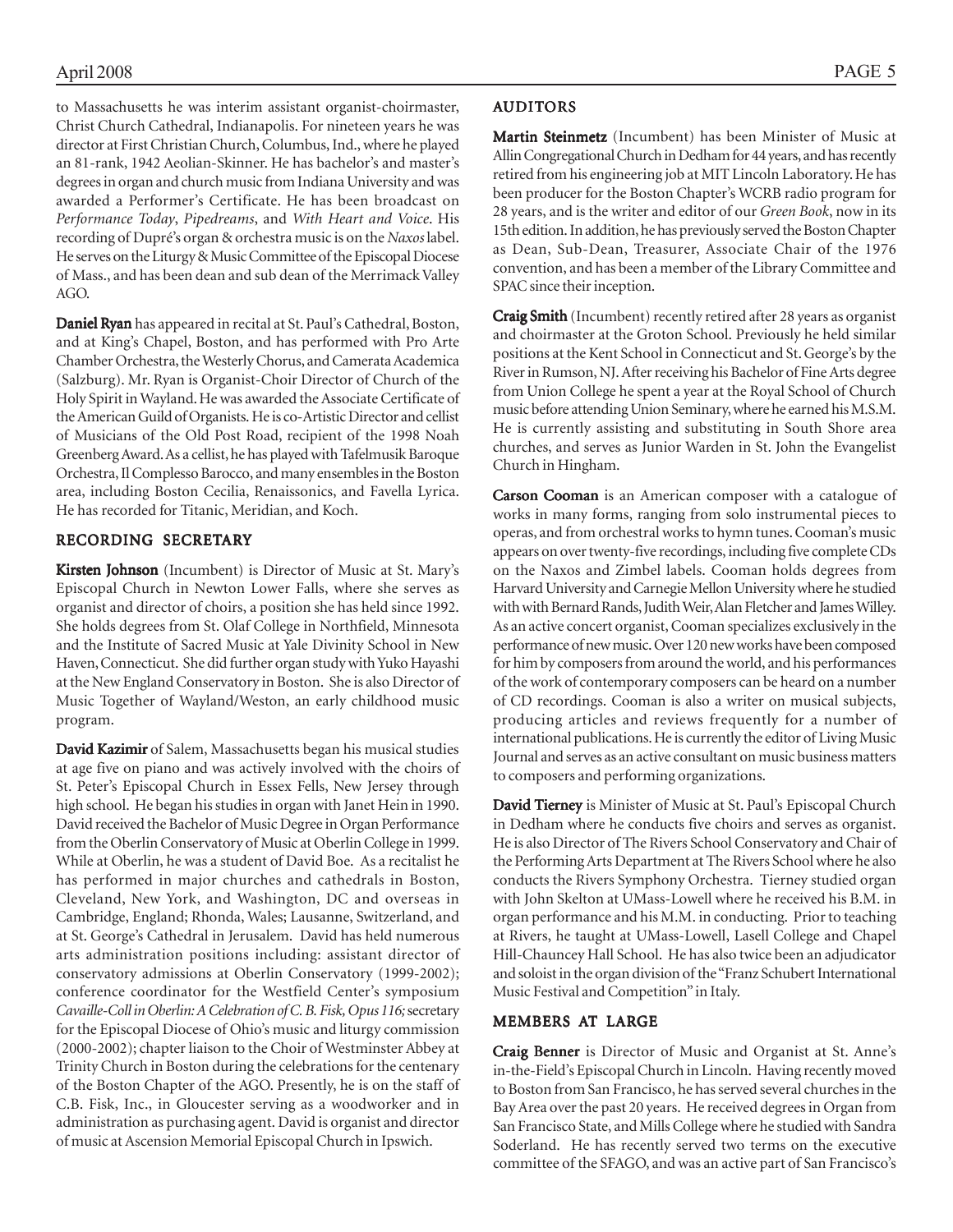to Massachusetts he was interim assistant organist-choirmaster, Christ Church Cathedral, Indianapolis. For nineteen years he was director at First Christian Church, Columbus, Ind., where he played an 81-rank, 1942 Aeolian-Skinner. He has bachelor's and master's degrees in organ and church music from Indiana University and was awarded a Performer's Certificate. He has been broadcast on *Performance Today*, *Pipedreams*, and *With Heart and Voice*. His recording of Dupré's organ & orchestra music is on the *Naxos* label. He serves on the Liturgy & Music Committee of the Episcopal Diocese of Mass., and has been dean and sub dean of the Merrimack Valley AGO.

**Daniel Ryan** has appeared in recital at St. Paul's Cathedral, Boston, and at King's Chapel, Boston, and has performed with Pro Arte Chamber Orchestra, the Westerly Chorus, and Camerata Academica (Salzburg). Mr. Ryan is Organist-Choir Director of Church of the Holy Spirit in Wayland. He was awarded the Associate Certificate of the American Guild of Organists. He is co-Artistic Director and cellist of Musicians of the Old Post Road, recipient of the 1998 Noah Greenberg Award. As a cellist, he has played with Tafelmusik Baroque Orchestra, Il Complesso Barocco, and many ensembles in the Boston area, including Boston Cecilia, Renaissonics, and Favella Lyrica. He has recorded for Titanic, Meridian, and Koch.

## RECORDING SECRETARY

**Kirsten Johnson** (Incumbent) is Director of Music at St. Mary's Episcopal Church in Newton Lower Falls, where she serves as organist and director of choirs, a position she has held since 1992. She holds degrees from St. Olaf College in Northfield, Minnesota and the Institute of Sacred Music at Yale Divinity School in New Haven, Connecticut. She did further organ study with Yuko Hayashi at the New England Conservatory in Boston. She is also Director of Music Together of Wayland/Weston, an early childhood music program.

**David Kazimir** of Salem, Massachusetts began his musical studies at age five on piano and was actively involved with the choirs of St. Peter's Episcopal Church in Essex Fells, New Jersey through high school. He began his studies in organ with Janet Hein in 1990. David received the Bachelor of Music Degree in Organ Performance from the Oberlin Conservatory of Music at Oberlin College in 1999. While at Oberlin, he was a student of David Boe. As a recitalist he has performed in major churches and cathedrals in Boston, Cleveland, New York, and Washington, DC and overseas in Cambridge, England; Rhonda, Wales; Lausanne, Switzerland, and at St. George's Cathedral in Jerusalem. David has held numerous arts administration positions including: assistant director of conservatory admissions at Oberlin Conservatory (1999-2002); conference coordinator for the Westfield Center's symposium *Cavaille-Coll in Oberlin: A Celebration of C. B. Fisk, Opus 116;* secretary for the Episcopal Diocese of Ohio's music and liturgy commission (2000-2002); chapter liaison to the Choir of Westminster Abbey at Trinity Church in Boston during the celebrations for the centenary of the Boston Chapter of the AGO. Presently, he is on the staff of C.B. Fisk, Inc., in Gloucester serving as a woodworker and in administration as purchasing agent. David is organist and director of music at Ascension Memorial Episcopal Church in Ipswich.

## AUDITORS

**Martin Steinmetz** (Incumbent) has been Minister of Music at Allin Congregational Church in Dedham for 44 years, and has recently retired from his engineering job at MIT Lincoln Laboratory. He has been producer for the Boston Chapter's WCRB radio program for 28 years, and is the writer and editor of our *Green Book*, now in its 15th edition. In addition, he has previously served the Boston Chapter as Dean, Sub-Dean, Treasurer, Associate Chair of the 1976 convention, and has been a member of the Library Committee and SPAC since their inception.

**Craig Smith** (Incumbent) recently retired after 28 years as organist and choirmaster at the Groton School. Previously he held similar positions at the Kent School in Connecticut and St. George's by the River in Rumson, NJ. After receiving his Bachelor of Fine Arts degree from Union College he spent a year at the Royal School of Church music before attending Union Seminary, where he earned his M.S.M. He is currently assisting and substituting in South Shore area churches, and serves as Junior Warden in St. John the Evangelist Church in Hingham.

**Carson Cooman** is an American composer with a catalogue of works in many forms, ranging from solo instrumental pieces to operas, and from orchestral works to hymn tunes. Cooman's music appears on over twenty-five recordings, including five complete CDs on the Naxos and Zimbel labels. Cooman holds degrees from Harvard University and Carnegie Mellon University where he studied with with Bernard Rands, Judith Weir, Alan Fletcher and James Willey. As an active concert organist, Cooman specializes exclusively in the performance of new music. Over 120 new works have been composed for him by composers from around the world, and his performances of the work of contemporary composers can be heard on a number of CD recordings. Cooman is also a writer on musical subjects, producing articles and reviews frequently for a number of international publications. He is currently the editor of Living Music Journal and serves as an active consultant on music business matters to composers and performing organizations.

**David Tierney** is Minister of Music at St. Paul's Episcopal Church in Dedham where he conducts five choirs and serves as organist. He is also Director of The Rivers School Conservatory and Chair of the Performing Arts Department at The Rivers School where he also conducts the Rivers Symphony Orchestra. Tierney studied organ with John Skelton at UMass-Lowell where he received his B.M. in organ performance and his M.M. in conducting. Prior to teaching at Rivers, he taught at UMass-Lowell, Lasell College and Chapel Hill-Chauncey Hall School. He has also twice been an adjudicator and soloist in the organ division of the "Franz Schubert International Music Festival and Competition" in Italy.

## MEMBERS AT LARGE

**Craig Benner** is Director of Music and Organist at St. Anne's in-the-Field's Episcopal Church in Lincoln. Having recently moved to Boston from San Francisco, he has served several churches in the Bay Area over the past 20 years. He received degrees in Organ from San Francisco State, and Mills College where he studied with Sandra Soderland. He has recently served two terms on the executive committee of the SFAGO, and was an active part of San Francisco's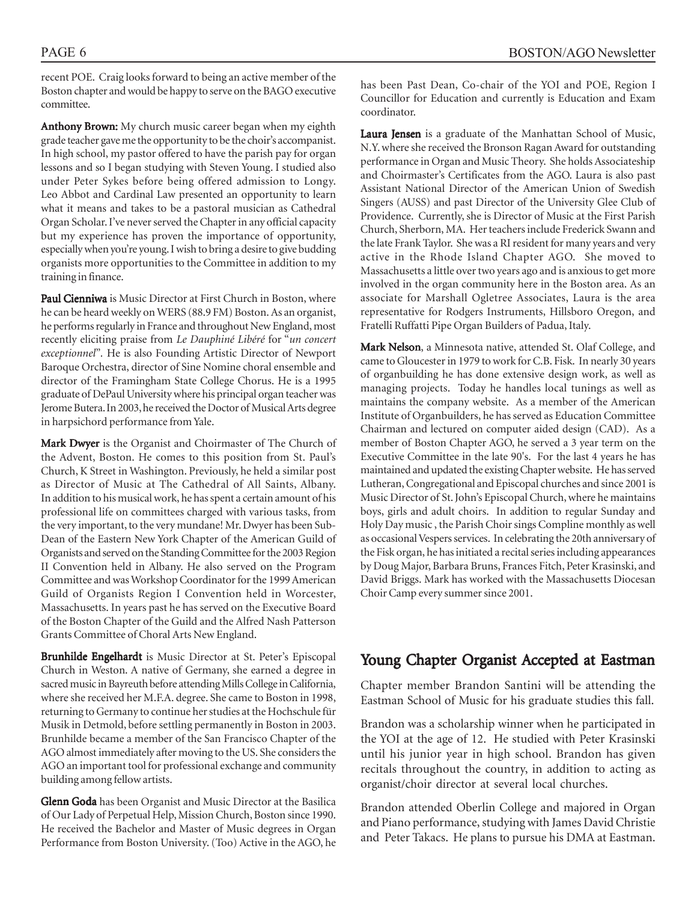recent POE. Craig looks forward to being an active member of the Boston chapter and would be happy to serve on the BAGO executive committee.

**Anthony Brown:** My church music career began when my eighth grade teacher gave me the opportunity to be the choir's accompanist. In high school, my pastor offered to have the parish pay for organ lessons and so I began studying with Steven Young. I studied also under Peter Sykes before being offered admission to Longy. Leo Abbot and Cardinal Law presented an opportunity to learn what it means and takes to be a pastoral musician as Cathedral Organ Scholar. I've never served the Chapter in any official capacity but my experience has proven the importance of opportunity, especially when you're young. I wish to bring a desire to give budding organists more opportunities to the Committee in addition to my training in finance.

**Paul Cienniwa** is Music Director at First Church in Boston, where he can be heard weekly on WERS (88.9 FM) Boston. As an organist, he performs regularly in France and throughout New England, most recently eliciting praise from *Le Dauphiné Libéré* for "*un concert exceptionnel*". He is also Founding Artistic Director of Newport Baroque Orchestra, director of Sine Nomine choral ensemble and director of the Framingham State College Chorus. He is a 1995 graduate of DePaul University where his principal organ teacher was Jerome Butera. In 2003, he received the Doctor of Musical Arts degree in harpsichord performance from Yale.

**Mark Dwyer** is the Organist and Choirmaster of The Church of the Advent, Boston. He comes to this position from St. Paul's Church, K Street in Washington. Previously, he held a similar post as Director of Music at The Cathedral of All Saints, Albany. In addition to his musical work, he has spent a certain amount of his professional life on committees charged with various tasks, from the very important, to the very mundane! Mr. Dwyer has been Sub-Dean of the Eastern New York Chapter of the American Guild of Organists and served on the Standing Committee for the 2003 Region II Convention held in Albany. He also served on the Program Committee and was Workshop Coordinator for the 1999 American Guild of Organists Region I Convention held in Worcester, Massachusetts. In years past he has served on the Executive Board of the Boston Chapter of the Guild and the Alfred Nash Patterson Grants Committee of Choral Arts New England.

**Brunhilde Engelhardt** is Music Director at St. Peter's Episcopal Church in Weston. A native of Germany, she earned a degree in sacred music in Bayreuth before attending Mills College in California, where she received her M.F.A. degree. She came to Boston in 1998, returning to Germany to continue her studies at the Hochschule für Musik in Detmold, before settling permanently in Boston in 2003. Brunhilde became a member of the San Francisco Chapter of the AGO almost immediately after moving to the US. She considers the AGO an important tool for professional exchange and community building among fellow artists.

**Glenn Goda** has been Organist and Music Director at the Basilica of Our Lady of Perpetual Help, Mission Church, Boston since 1990. He received the Bachelor and Master of Music degrees in Organ Performance from Boston University. (Too) Active in the AGO, he has been Past Dean, Co-chair of the YOI and POE, Region I Councillor for Education and currently is Education and Exam coordinator.

**Laura Jensen** is a graduate of the Manhattan School of Music, N.Y. where she received the Bronson Ragan Award for outstanding performance in Organ and Music Theory. She holds Associateship and Choirmaster's Certificates from the AGO. Laura is also past Assistant National Director of the American Union of Swedish Singers (AUSS) and past Director of the University Glee Club of Providence. Currently, she is Director of Music at the First Parish Church, Sherborn, MA. Her teachers include Frederick Swann and the late Frank Taylor. She was a RI resident for many years and very active in the Rhode Island Chapter AGO. She moved to Massachusetts a little over two years ago and is anxious to get more involved in the organ community here in the Boston area. As an associate for Marshall Ogletree Associates, Laura is the area representative for Rodgers Instruments, Hillsboro Oregon, and Fratelli Ruffatti Pipe Organ Builders of Padua, Italy.

**Mark Nelson**, a Minnesota native, attended St. Olaf College, and came to Gloucester in 1979 to work for C.B. Fisk. In nearly 30 years of organbuilding he has done extensive design work, as well as managing projects. Today he handles local tunings as well as maintains the company website. As a member of the American Institute of Organbuilders, he has served as Education Committee Chairman and lectured on computer aided design (CAD). As a member of Boston Chapter AGO, he served a 3 year term on the Executive Committee in the late 90's. For the last 4 years he has maintained and updated the existing Chapter website. He has served Lutheran, Congregational and Episcopal churches and since 2001 is Music Director of St. John's Episcopal Church, where he maintains boys, girls and adult choirs. In addition to regular Sunday and Holy Day music , the Parish Choir sings Compline monthly as well as occasional Vespers services. In celebrating the 20th anniversary of the Fisk organ, he has initiated a recital series including appearances by Doug Major, Barbara Bruns, Frances Fitch, Peter Krasinski, and David Briggs. Mark has worked with the Massachusetts Diocesan Choir Camp every summer since 2001.

## Young Chapter Organist Accepted at Eastman

Chapter member Brandon Santini will be attending the Eastman School of Music for his graduate studies this fall.

Brandon was a scholarship winner when he participated in the YOI at the age of 12. He studied with Peter Krasinski until his junior year in high school. Brandon has given recitals throughout the country, in addition to acting as organist/choir director at several local churches.

Brandon attended Oberlin College and majored in Organ and Piano performance, studying with James David Christie and Peter Takacs. He plans to pursue his DMA at Eastman.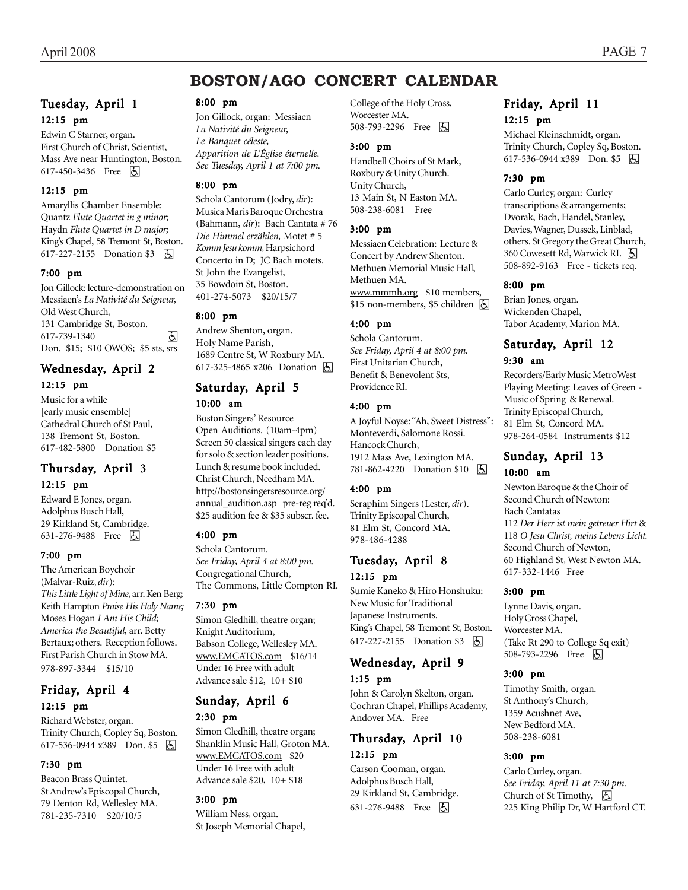# BOSTON/AGO CONCERT CALENDAR

## Tuesday, April 1

### 12:15 pm

Edwin C Starner, organ.
First Church of Christ, Scientist,
Mass Ave near Huntington, Boston.
617-450-3436 Free ♿

### 12:15 pm

Amaryllis Chamber Ensemble:
Quantz *Flute Quartet in g minor;*
Haydn *Flute Quartet in D major;*
King's Chapel, 58 Tremont St, Boston.
617-227-2155 Donation $3 ♿

### 7:00 pm

Jon Gillock: lecture-demonstration on Messiaen's *La Nativité du Seigneur,*
Old West Church,
131 Cambridge St, Boston.
617-739-1340 ♿
Don. $15; $10 OWOS; $5 sts, srs

## Wednesday, April 2

### 12:15 pm

Music for a while
[early music ensemble]
Cathedral Church of St Paul,
138 Tremont St, Boston.
617-482-5800 Donation $5

## Thursday, April 3

### 12:15 pm

Edward E Jones, organ.
Adolphus Busch Hall,
29 Kirkland St, Cambridge.
631-276-9488 Free ♿

### 7:00 pm

The American Boychoir
(Malvar-Ruiz, *dir*):
*This Little Light of Mine*, arr. Ken Berg;
Keith Hampton *Praise His Holy Name;*
Moses Hogan *I Am His Child;*
*America the Beautiful,* arr. Betty Bertaux; others. Reception follows.
First Parish Church in Stow MA.
978-897-3344 $15/10

## Friday, April 4

### 12:15 pm

Richard Webster, organ.
Trinity Church, Copley Sq, Boston.
617-536-0944 x389 Don. $5 ♿

### 7:30 pm

Beacon Brass Quintet.
St Andrew's Episcopal Church,
79 Denton Rd, Wellesley MA.
781-235-7310 $20/10/5

### 8:00 pm

Jon Gillock, organ: Messiaen
*La Nativité du Seigneur,*
*Le Banquet céleste,*
*Apparition de L'Église éternelle.*
*See Tuesday, April 1 at 7:00 pm.*

### 8:00 pm

Schola Cantorum (Jodry, *dir*):
Musica Maris Baroque Orchestra
(Bahmann, *dir*): Bach Cantata # 76
*Die Himmel erzählen,* Motet # 5
*Komm Jesu komm,* Harpsichord
Concerto in D; JC Bach motets.
St John the Evangelist,
35 Bowdoin St, Boston.
401-274-5073 $20/15/7

### 8:00 pm

Andrew Shenton, organ.
Holy Name Parish,
1689 Centre St, W Roxbury MA.
617-325-4865 x206 Donation ♿

## Saturday, April 5

### 10:00 am

Boston Singers' Resource
Open Auditions. (10am-4pm)
Screen 50 classical singers each day for solo & section leader positions.
Lunch & resume book included.
Christ Church, Needham MA.
http://bostonsingersresource.org/
annual_audition.asp pre-reg req'd.
$25 audition fee & $35 subscr. fee.

### 4:00 pm

Schola Cantorum.
*See Friday, April 4 at 8:00 pm.*
Congregational Church,
The Commons, Little Compton RI.

### 7:30 pm

Simon Gledhill, theatre organ;
Knight Auditorium,
Babson College, Wellesley MA.
www.EMCATOS.com $16/14
Under 16 Free with adult
Advance sale $12, 10+ $10

## Sunday, April 6

### 2:30 pm

Simon Gledhill, theatre organ;
Shanklin Music Hall, Groton MA.
www.EMCATOS.com $20
Under 16 Free with adult
Advance sale $20, 10+ $18

### 3:00 pm

William Ness, organ.
St Joseph Memorial Chapel,
College of the Holy Cross,
Worcester MA.
508-793-2296 Free ♿

### 3:00 pm

Handbell Choirs of St Mark,
Roxbury & Unity Church.
Unity Church,
13 Main St, N Easton MA.
508-238-6081 Free

### 3:00 pm

Messiaen Celebration: Lecture & Concert by Andrew Shenton.
Methuen Memorial Music Hall,
Methuen MA.
www.mmmh.org $10 members,
$15 non-members, $5 children ♿

### 4:00 pm

Schola Cantorum.
*See Friday, April 4 at 8:00 pm.*
First Unitarian Church,
Benefit & Benevolent Sts,
Providence RI.

### 4:00 pm

A Joyful Noyse: "Ah, Sweet Distress":
Monteverdi, Salomone Rossi.
Hancock Church,
1912 Mass Ave, Lexington MA.
781-862-4220 Donation $10 ♿

### 4:00 pm

Seraphim Singers (Lester, *dir*).
Trinity Episcopal Church,
81 Elm St, Concord MA.
978-486-4288

## Tuesday, April 8

### 12:15 pm

Sumie Kaneko & Hiro Honshuku:
New Music for Traditional
Japanese Instruments.
King's Chapel, 58 Tremont St, Boston.
617-227-2155 Donation $3 ♿

## Wednesday, April 9

### 1:15 pm

John & Carolyn Skelton, organ.
Cochran Chapel, Phillips Academy,
Andover MA. Free

## Thursday, April 10

### 12:15 pm

Carson Cooman, organ.
Adolphus Busch Hall,
29 Kirkland St, Cambridge.
631-276-9488 Free ♿

## Friday, April 11

### 12:15 pm

Michael Kleinschmidt, organ.
Trinity Church, Copley Sq, Boston.
617-536-0944 x389 Don. $5 ♿

### 7:30 pm

Carlo Curley, organ: Curley transcriptions & arrangements;
Dvorak, Bach, Handel, Stanley,
Davies, Wagner, Dussek, Linblad,
others. St Gregory the Great Church,
360 Cowesett Rd, Warwick RI. ♿
508-892-9163 Free - tickets req.

### 8:00 pm

Brian Jones, organ.
Wickenden Chapel,
Tabor Academy, Marion MA.

## Saturday, April 12

### 9:30 am

Recorders/Early Music MetroWest
Playing Meeting: Leaves of Green -
Music of Spring & Renewal.
Trinity Episcopal Church,
81 Elm St, Concord MA.
978-264-0584 Instruments $12

## Sunday, April 13

### 10:00 am

Newton Baroque & the Choir of
Second Church of Newton:
Bach Cantatas
112 *Der Herr ist mein getreuer Hirt* &
118 *O Jesu Christ, meins Lebens Licht.*
Second Church of Newton,
60 Highland St, West Newton MA.
617-332-1446 Free

### 3:00 pm

Lynne Davis, organ.
Holy Cross Chapel,
Worcester MA.
(Take Rt 290 to College Sq exit)
508-793-2296 Free ♿

### 3:00 pm

Timothy Smith, organ.
St Anthony's Church,
1359 Acushnet Ave,
New Bedford MA.
508-238-6081

### 3:00 pm

Carlo Curley, organ.
*See Friday, April 11 at 7:30 pm.*
Church of St Timothy, ♿
225 King Philip Dr, W Hartford CT.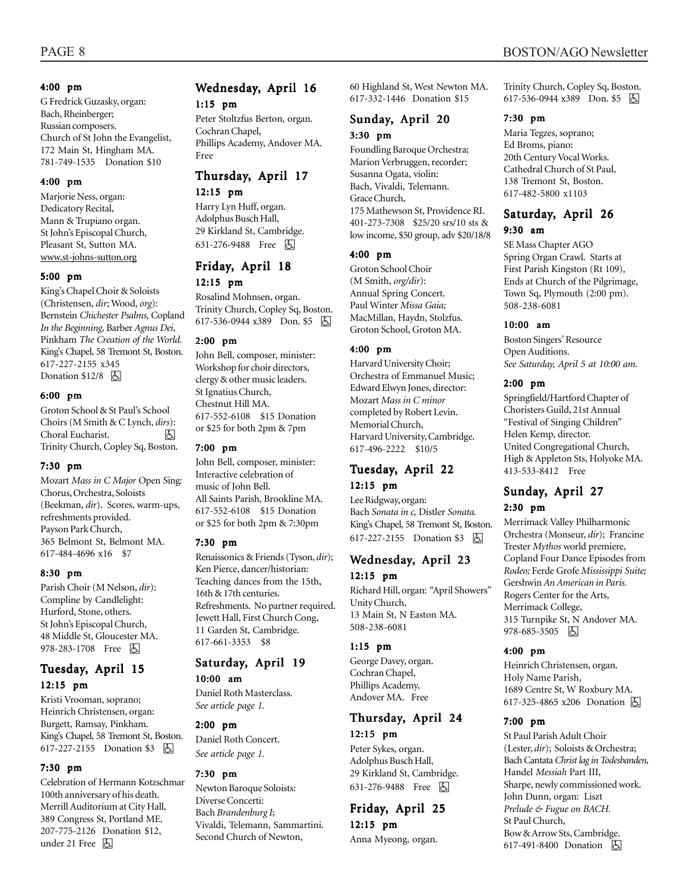#### 4:00 pm

G Fredrick Guzasky, organ: Bach, Rheinberger; Russian composers. Church of St John the Evangelist, 172 Main St, Hingham MA. 781-749-1535 Donation $10

#### 4:00 pm

Marjorie Ness, organ: Dedicatory Recital, Mann & Trupiano organ. St John's Episcopal Church, Pleasant St, Sutton MA. www.st-johns-sutton.org

#### 5:00 pm

King's Chapel Choir & Soloists (Christensen, *dir*; Wood, *org*): Bernstein *Chichester Psalms,* Copland *In the Beginning,* Barber *Agnus Dei*, Pinkham *The Creation of the World.* King's Chapel, 58 Tremont St, Boston. 617-227-2155 x345 Donation $12/8 ♿

#### 6:00 pm

Groton School & St Paul's School Choirs (M Smith & C Lynch, *dirs*): Choral Eucharist. ♿ Trinity Church, Copley Sq, Boston.

#### 7:30 pm

Mozart *Mass in C Major* Open Sing: Chorus, Orchestra, Soloists (Beekman, *dir*). Scores, warm-ups, refreshments provided. Payson Park Church, 365 Belmont St, Belmont MA. 617-484-4696 x16 $7

#### 8:30 pm

Parish Choir (M Nelson, *dir*): Compline by Candlelight: Hurford, Stone, others. St John's Episcopal Church, 48 Middle St, Gloucester MA. 978-283-1708 Free ♿

## Tuesday, April 15

#### 12:15 pm

Kristi Vrooman, soprano; Heinrich Christensen, organ: Burgett, Ramsay, Pinkham. King's Chapel, 58 Tremont St, Boston. 617-227-2155 Donation $3 ♿

#### 7:30 pm

Celebration of Hermann Kotzschmar 100th anniversary of his death. Merrill Auditorium at City Hall, 389 Congress St, Portland ME. 207-775-2126 Donation $12, under 21 Free ♿

## Wednesday, April 16

#### 1:15 pm

Peter Stoltzfus Berton, organ. Cochran Chapel, Phillips Academy, Andover MA. Free

## Thursday, April 17

#### 12:15 pm

Harry Lyn Huff, organ. Adolphus Busch Hall, 29 Kirkland St, Cambridge. 631-276-9488 Free ♿

## Friday, April 18

#### 12:15 pm

Rosalind Mohnsen, organ. Trinity Church, Copley Sq, Boston. 617-536-0944 x389 Don. $5 ♿

#### 2:00 pm

John Bell, composer, minister: Workshop for choir directors, clergy & other music leaders. St Ignatius Church, Chestnut Hill MA. 617-552-6108 $15 Donation or $25 for both 2pm & 7pm

#### 7:00 pm

John Bell, composer, minister: Interactive celebration of music of John Bell. All Saints Parish, Brookline MA. 617-552-6108 $15 Donation or $25 for both 2pm & 7:30pm

#### 7:30 pm

Renaissonics & Friends (Tyson, *dir*); Ken Pierce, dancer/historian: Teaching dances from the 15th, 16th & 17th centuries. Refreshments. No partner required. Jewett Hall, First Church Cong, 11 Garden St, Cambridge. 617-661-3353 $8

## Saturday, April 19

#### 10:00 am

Daniel Roth Masterclass. *See article page 1.*

#### 2:00 pm

Daniel Roth Concert. *See article page 1.*

#### 7:30 pm

Newton Baroque Soloists: Diverse Concerti: Bach *Brandenburg I*; Vivaldi, Telemann, Sammartini. Second Church of Newton, 60 Highland St, West Newton MA. 617-332-1446 Donation $15

## Sunday, April 20

#### 3:30 pm

Foundling Baroque Orchestra; Marion Verbruggen, recorder; Susanna Ogata, violin: Bach, Vivaldi, Telemann. Grace Church, 175 Mathewson St, Providence RI. 401-273-7308 $25/20 srs/10 sts & low income, $50 group, adv $20/18/8

#### 4:00 pm

Groton School Choir (M Smith, *org/dir*): Annual Spring Concert. Paul Winter *Missa Gaia;* MacMillan, Haydn, Stolzfus. Groton School, Groton MA.

#### 4:00 pm

Harvard University Choir; Orchestra of Emmanuel Music; Edward Elwyn Jones, director: Mozart *Mass in C minor* completed by Robert Levin. Memorial Church, Harvard University, Cambridge. 617-496-2222 $10/5

## Tuesday, April 22

#### 12:15 pm

Lee Ridgway, organ: Bach *Sonata in c,* Distler *Sonata.* King's Chapel, 58 Tremont St, Boston. 617-227-2155 Donation $3 ♿

## Wednesday, April 23

#### 12:15 pm

Richard Hill, organ: "April Showers" Unity Church, 13 Main St, N Easton MA. 508-238-6081

#### 1:15 pm

George Davey, organ. Cochran Chapel, Phillips Academy, Andover MA. Free

## Thursday, April 24

#### 12:15 pm

Peter Sykes, organ. Adolphus Busch Hall, 29 Kirkland St, Cambridge. 631-276-9488 Free ♿

## Friday, April 25

#### 12:15 pm

Anna Myeong, organ. Trinity Church, Copley Sq, Boston. 617-536-0944 x389 Don. $5 ♿

#### 7:30 pm

Maria Tegzes, soprano; Ed Broms, piano: 20th Century Vocal Works. Cathedral Church of St Paul, 138 Tremont St, Boston. 617-482-5800 x1103

## Saturday, April 26

#### 9:30 am

SE Mass Chapter AGO Spring Organ Crawl. Starts at First Parish Kingston (Rt 109), Ends at Church of the Pilgrimage, Town Sq, Plymouth (2:00 pm). 508-238-6081

#### 10:00 am

Boston Singers' Resource Open Auditions. *See Saturday, April 5 at 10:00 am.*

#### 2:00 pm

Springfield/Hartford Chapter of Choristers Guild, 21st Annual "Festival of Singing Children" Helen Kemp, director. United Congregational Church, High & Appleton Sts, Holyoke MA. 413-533-8412 Free

## Sunday, April 27

#### 2:30 pm

Merrimack Valley Philharmonic Orchestra (Monseur, *dir*); Francine Trester *Mythos* world premiere, Copland Four Dance Episodes from *Rodeo;* Ferde Grofe *Mississippi Suite;* Gershwin *An American in Paris.* Rogers Center for the Arts, Merrimack College, 315 Turnpike St, N Andover MA. 978-685-3505 ♿

#### 4:00 pm

Heinrich Christensen, organ. Holy Name Parish, 1689 Centre St, W Roxbury MA. 617-325-4865 x206 Donation ♿

#### 7:00 pm

St Paul Parish Adult Choir (Lester, *dir*); Soloists & Orchestra; Bach Cantata *Christ lag in Todesbanden,* Handel *Messiah* Part III, Sharpe, newly commissioned work. John Dunn, organ: Liszt *Prelude & Fugue on BACH.* St Paul Church, Bow & Arrow Sts, Cambridge. 617-491-8400 Donation ♿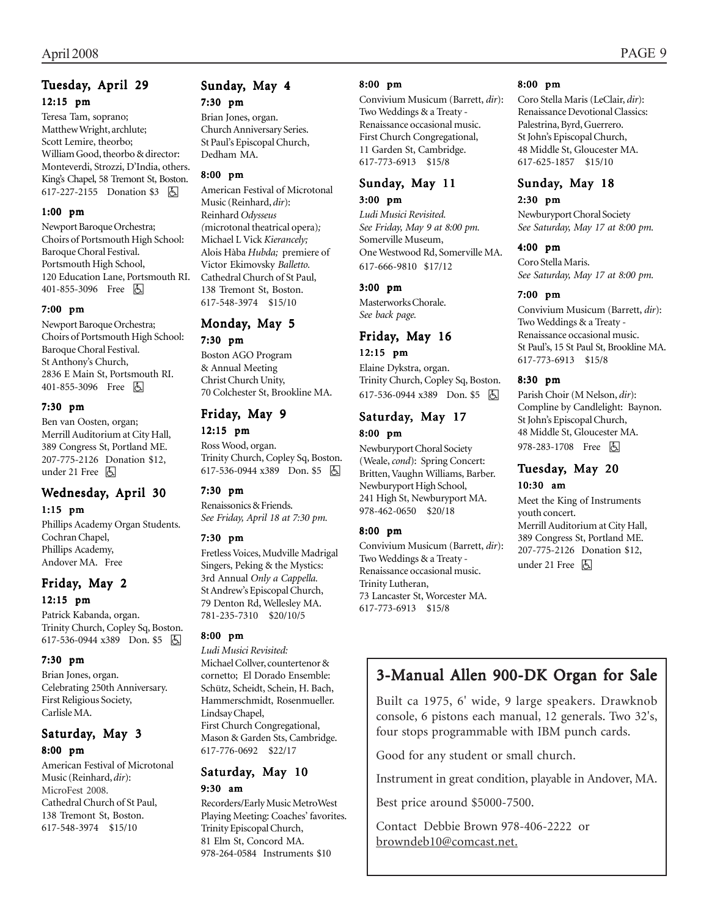## Tuesday, April 29

### 12:15 pm

Teresa Tam, soprano;
Matthew Wright, archlute;
Scott Lemire, theorbo;
William Good, theorbo & director:
Monteverdi, Strozzi, D'India, others.
King's Chapel, 58 Tremont St, Boston.
617-227-2155 Donation $3 ♿

### 1:00 pm

Newport Baroque Orchestra;
Choirs of Portsmouth High School:
Baroque Choral Festival.
Portsmouth High School,
120 Education Lane, Portsmouth RI.
401-855-3096 Free ♿

### 7:00 pm

Newport Baroque Orchestra;
Choirs of Portsmouth High School:
Baroque Choral Festival.
St Anthony's Church,
2836 E Main St, Portsmouth RI.
401-855-3096 Free ♿

### 7:30 pm

Ben van Oosten, organ;
Merrill Auditorium at City Hall,
389 Congress St, Portland ME.
207-775-2126 Donation $12,
under 21 Free ♿

## Wednesday, April 30

### 1:15 pm

Phillips Academy Organ Students.
Cochran Chapel,
Phillips Academy,
Andover MA. Free

## Friday, May 2

### 12:15 pm

Patrick Kabanda, organ.
Trinity Church, Copley Sq, Boston.
617-536-0944 x389 Don. $5 ♿

### 7:30 pm

Brian Jones, organ.
Celebrating 250th Anniversary.
First Religious Society,
Carlisle MA.

## Saturday, May 3

### 8:00 pm

American Festival of Microtonal Music (Reinhard, *dir*):
MicroFest 2008.
Cathedral Church of St Paul,
138 Tremont St, Boston.
617-548-3974 $15/10

## Sunday, May 4

### 7:30 pm

Brian Jones, organ.
Church Anniversary Series.
St Paul's Episcopal Church,
Dedham MA.

### 8:00 pm

American Festival of Microtonal Music (Reinhard, *dir*):
Reinhard *Odysseus* (microtonal theatrical opera)*;*
Michael L Vick *Kierancely;*
Alois Hàba *Hubda;* premiere of Victor Ekimovsky *Balletto.*
Cathedral Church of St Paul,
138 Tremont St, Boston.
617-548-3974 $15/10

## Monday, May 5

### 7:30 pm

Boston AGO Program
& Annual Meeting
Christ Church Unity,
70 Colchester St, Brookline MA.

## Friday, May 9

### 12:15 pm

Ross Wood, organ.
Trinity Church, Copley Sq, Boston.
617-536-0944 x389 Don. $5 ♿

### 7:30 pm

Renaissonics & Friends.
*See Friday, April 18 at 7:30 pm.*

### 7:30 pm

Fretless Voices, Mudville Madrigal Singers, Peking & the Mystics:
3rd Annual *Only a Cappella.*
St Andrew's Episcopal Church,
79 Denton Rd, Wellesley MA.
781-235-7310 $20/10/5

### 8:00 pm

*Ludi Musici Revisited:*
Michael Collver, countertenor & cornetto; El Dorado Ensemble:
Schütz, Scheidt, Schein, H. Bach, Hammerschmidt, Rosenmueller.
Lindsay Chapel,
First Church Congregational,
Mason & Garden Sts, Cambridge.
617-776-0692 $22/17

## Saturday, May 10

### 9:30 am

Recorders/Early Music MetroWest
Playing Meeting: Coaches' favorites.
Trinity Episcopal Church,
81 Elm St, Concord MA.
978-264-0584 Instruments $10

### 8:00 pm

Convivium Musicum (Barrett, *dir*):
Two Weddings & a Treaty - Renaissance occasional music.
First Church Congregational,
11 Garden St, Cambridge.
617-773-6913 $15/8

## Sunday, May 11

### 3:00 pm

*Ludi Musici Revisited.*
*See Friday, May 9 at 8:00 pm.*
Somerville Museum,
One Westwood Rd, Somerville MA.
617-666-9810 $17/12

### 3:00 pm

Masterworks Chorale.
*See back page.*

## Friday, May 16

### 12:15 pm

Elaine Dykstra, organ.
Trinity Church, Copley Sq, Boston.
617-536-0944 x389 Don. $5 ♿

## Saturday, May 17

### 8:00 pm

Newburyport Choral Society (Weale, *cond*): Spring Concert:
Britten, Vaughn Williams, Barber.
Newburyport High School,
241 High St, Newburyport MA.
978-462-0650 $20/18

### 8:00 pm

Convivium Musicum (Barrett, *dir*):
Two Weddings & a Treaty - Renaissance occasional music.
Trinity Lutheran,
73 Lancaster St, Worcester MA.
617-773-6913 $15/8

### 8:00 pm

Coro Stella Maris (LeClair, *dir*):
Renaissance Devotional Classics:
Palestrina, Byrd, Guerrero.
St John's Episcopal Church,
48 Middle St, Gloucester MA.
617-625-1857 $15/10

## Sunday, May 18

### 2:30 pm

Newburyport Choral Society
*See Saturday, May 17 at 8:00 pm.*

### 4:00 pm

Coro Stella Maris.
*See Saturday, May 17 at 8:00 pm.*

### 7:00 pm

Convivium Musicum (Barrett, *dir*):
Two Weddings & a Treaty - Renaissance occasional music.
St Paul's, 15 St Paul St, Brookline MA.
617-773-6913 $15/8

### 8:30 pm

Parish Choir (M Nelson, *dir*):
Compline by Candlelight: Baynon.
St John's Episcopal Church,
48 Middle St, Gloucester MA.
978-283-1708 Free ♿

## Tuesday, May 20

### 10:30 am

Meet the King of Instruments youth concert.
Merrill Auditorium at City Hall,
389 Congress St, Portland ME.
207-775-2126 Donation $12,
under 21 Free ♿

## 3-Manual Allen 900-DK Organ for Sale

Built ca 1975, 6' wide, 9 large speakers. Drawknob console, 6 pistons each manual, 12 generals. Two 32's, four stops programmable with IBM punch cards.

Good for any student or small church.

Instrument in great condition, playable in Andover, MA.

Best price around $5000-7500.

Contact Debbie Brown 978-406-2222 or browndeb10@comcast.net.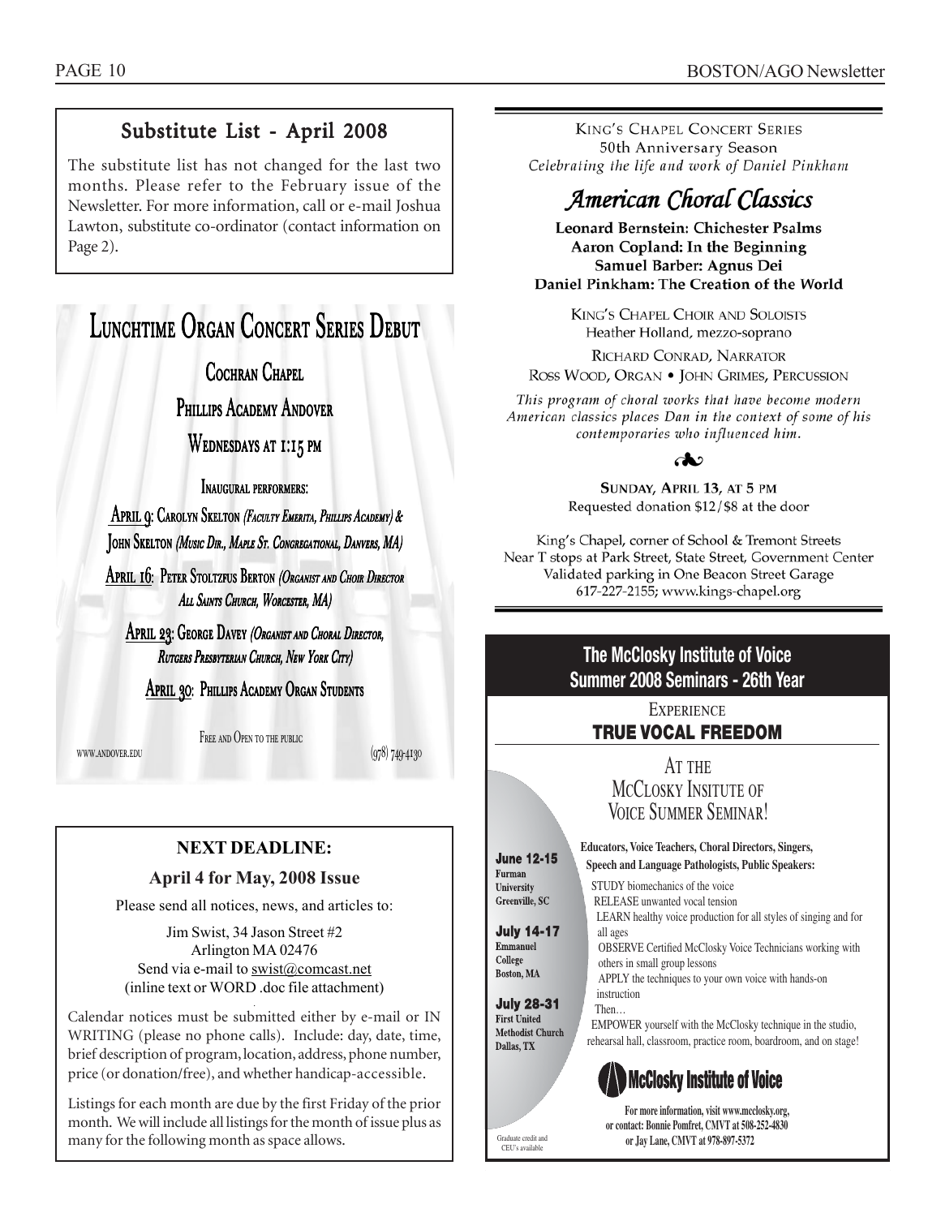## Substitute List - April 2008

The substitute list has not changed for the last two months. Please refer to the February issue of the Newsletter. For more information, call or e-mail Joshua Lawton, substitute co-ordinator (contact information on Page 2).

## Lunchtime Organ Concert Series Debut

**Cochran Chapel**

**Phillips Academy Andover**

**Wednesdays at 1:15 pm**

Inaugural performers:

**April 9**: Carolyn Skelton *(Faculty Emerita, Phillips Academy)* & John Skelton *(Music Dir., Maple St. Congregational, Danvers, MA)*

**April 16**: Peter Stoltzfus Berton *(Organist and Choir Director All Saints Church, Worcester, MA)*

**April 23**: George Davey *(Organist and Choral Director, Rutgers Presbyterian Church, New York City)*

**April 30**: Phillips Academy Organ Students

Free and Open to the public

www.andover.edu (978) 749-4130

### NEXT DEADLINE:

**April 4 for May, 2008 Issue**

Please send all notices, news, and articles to:

Jim Swist, 34 Jason Street #2
Arlington MA 02476
Send via e-mail to swist@comcast.net
(inline text or WORD .doc file attachment)

Calendar notices must be submitted either by e-mail or IN WRITING (please no phone calls). Include: day, date, time, brief description of program, location, address, phone number, price (or donation/free), and whether handicap-accessible.

Listings for each month are due by the first Friday of the prior month. We will include all listings for the month of issue plus as many for the following month as space allows.

King's Chapel Concert Series
50th Anniversary Season
*Celebrating the life and work of Daniel Pinkham*

## *American Choral Classics*

**Leonard Bernstein: Chichester Psalms**
**Aaron Copland: In the Beginning**
**Samuel Barber: Agnus Dei**
**Daniel Pinkham: The Creation of the World**

King's Chapel Choir and Soloists
Heather Holland, mezzo-soprano

Richard Conrad, Narrator
Ross Wood, Organ • John Grimes, Percussion

*This program of choral works that have become modern American classics places Dan in the context of some of his contemporaries who influenced him.*

**Sunday, April 13, at 5 pm**
Requested donation $12/$8 at the door

King's Chapel, corner of School & Tremont Streets
Near T stops at Park Street, State Street, Government Center
Validated parking in One Beacon Street Garage
617-227-2155; www.kings-chapel.org

## The McClosky Institute of Voice Summer 2008 Seminars - 26th Year

Experience
**TRUE VOCAL FREEDOM**

At the McClosky Insitute of Voice Summer Seminar!

**June 12-15**
Furman University
Greenville, SC

**July 14-17**
Emmanuel College
Boston, MA

**July 28-31**
First United Methodist Church
Dallas, TX

**Educators, Voice Teachers, Choral Directors, Singers, Speech and Language Pathologists, Public Speakers:**

STUDY biomechanics of the voice
RELEASE unwanted vocal tension
LEARN healthy voice production for all styles of singing and for all ages
OBSERVE Certified McClosky Voice Technicians working with others in small group lessons
APPLY the techniques to your own voice with hands-on instruction
Then…
EMPOWER yourself with the McClosky technique in the studio, rehearsal hall, classroom, practice room, boardroom, and on stage!

**McClosky Institute of Voice**

**For more information, visit www.mcclosky.org, or contact: Bonnie Pomfret, CMVT at 508-252-4830 or Jay Lane, CMVT at 978-897-5372**

Graduate credit and CEU's available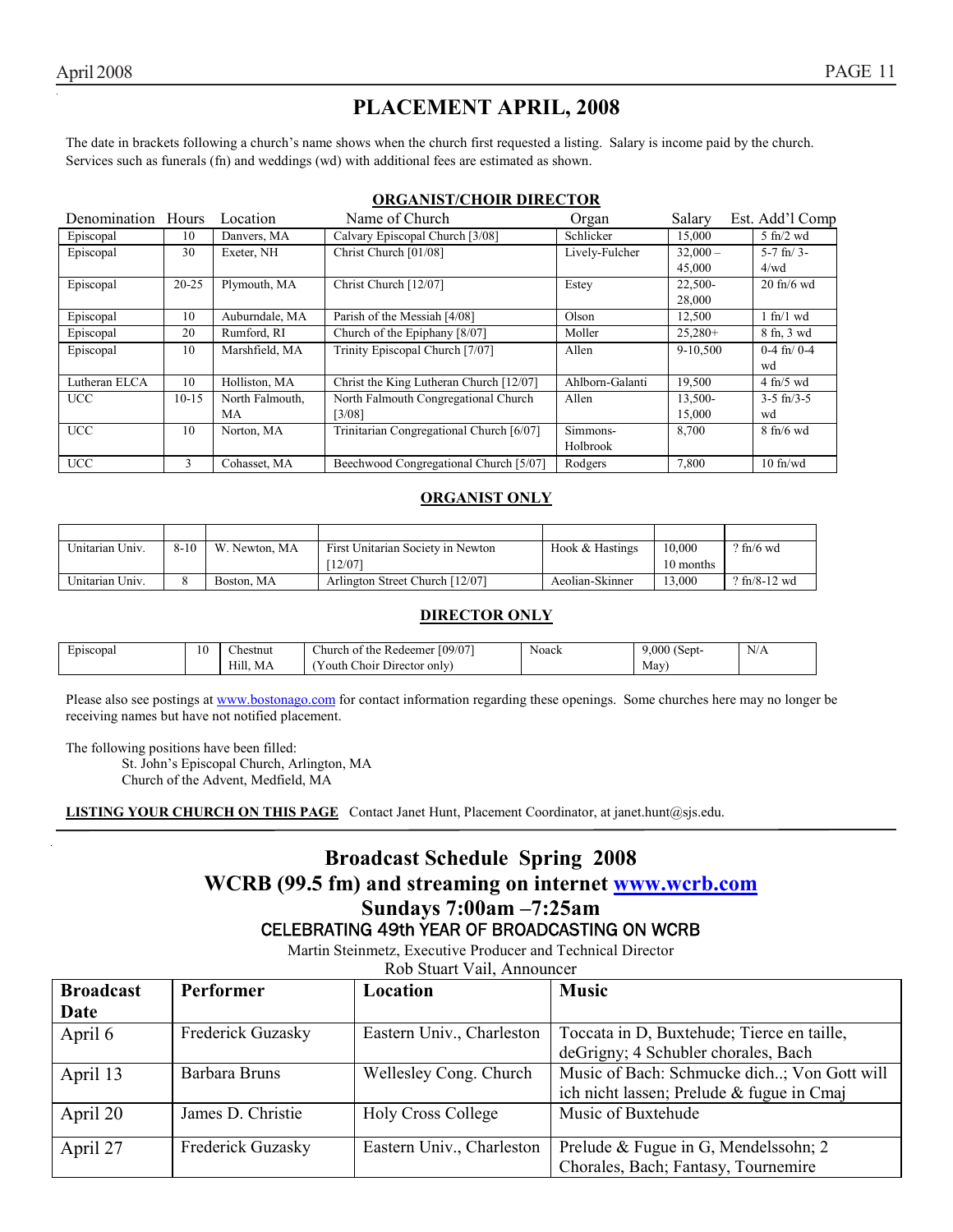# PLACEMENT APRIL, 2008

The date in brackets following a church's name shows when the church first requested a listing. Salary is income paid by the church. Services such as funerals (fn) and weddings (wd) with additional fees are estimated as shown.

## ORGANIST/CHOIR DIRECTOR

| Denomination | Hours | Location | Name of Church | Organ | Salary | Est. Add'l Comp |
|---|---|---|---|---|---|---|
| Episcopal | 10 | Danvers, MA | Calvary Episcopal Church [3/08] | Schlicker | 15,000 | 5 fn/2 wd |
| Episcopal | 30 | Exeter, NH | Christ Church [01/08] | Lively-Fulcher | 32,000 – 45,000 | 5-7 fn/ 3-4/wd |
| Episcopal | 20-25 | Plymouth, MA | Christ Church [12/07] | Estey | 22,500-28,000 | 20 fn/6 wd |
| Episcopal | 10 | Auburndale, MA | Parish of the Messiah [4/08] | Olson | 12,500 | 1 fn/1 wd |
| Episcopal | 20 | Rumford, RI | Church of the Epiphany [8/07] | Moller | 25,280+ | 8 fn, 3 wd |
| Episcopal | 10 | Marshfield, MA | Trinity Episcopal Church [7/07] | Allen | 9-10,500 | 0-4 fn/ 0-4 wd |
| Lutheran ELCA | 10 | Holliston, MA | Christ the King Lutheran Church [12/07] | Ahlborn-Galanti | 19,500 | 4 fn/5 wd |
| UCC | 10-15 | North Falmouth, MA | North Falmouth Congregational Church [3/08] | Allen | 13,500-15,000 | 3-5 fn/3-5 wd |
| UCC | 10 | Norton, MA | Trinitarian Congregational Church [6/07] | Simmons-Holbrook | 8,700 | 8 fn/6 wd |
| UCC | 3 | Cohasset, MA | Beechwood Congregational Church [5/07] | Rodgers | 7,800 | 10 fn/wd |

## ORGANIST ONLY

| | | | | | | |
|---|---|---|---|---|---|---|
| Unitarian Univ. | 8-10 | W. Newton, MA | First Unitarian Society in Newton [12/07] | Hook & Hastings | 10,000 10 months | ? fn/6 wd |
| Unitarian Univ. | 8 | Boston, MA | Arlington Street Church [12/07] | Aeolian-Skinner | 13,000 | ? fn/8-12 wd |

## DIRECTOR ONLY

| | | | | | | |
|---|---|---|---|---|---|---|
| Episcopal | 10 | Chestnut Hill, MA | Church of the Redeemer [09/07] (Youth Choir Director only) | Noack | 9,000 (Sept-May) | N/A |

Please also see postings at www.bostonago.com for contact information regarding these openings. Some churches here may no longer be receiving names but have not notified placement.

The following positions have been filled:
St. John's Episcopal Church, Arlington, MA
Church of the Advent, Medfield, MA

**LISTING YOUR CHURCH ON THIS PAGE** Contact Janet Hunt, Placement Coordinator, at janet.hunt@sjs.edu.

# Broadcast Schedule Spring 2008
# WCRB (99.5 fm) and streaming on internet www.wcrb.com
## Sundays 7:00am –7:25am
### CELEBRATING 49th YEAR OF BROADCASTING ON WCRB

Martin Steinmetz, Executive Producer and Technical Director
Rob Stuart Vail, Announcer

| Broadcast Date | Performer | Location | Music |
|---|---|---|---|
| April 6 | Frederick Guzasky | Eastern Univ., Charleston | Toccata in D, Buxtehude; Tierce en taille, deGrigny; 4 Schubler chorales, Bach |
| April 13 | Barbara Bruns | Wellesley Cong. Church | Music of Bach: Schmucke dich..; Von Gott will ich nicht lassen; Prelude & fugue in Cmaj |
| April 20 | James D. Christie | Holy Cross College | Music of Buxtehude |
| April 27 | Frederick Guzasky | Eastern Univ., Charleston | Prelude & Fugue in G, Mendelssohn; 2 Chorales, Bach; Fantasy, Tournemire |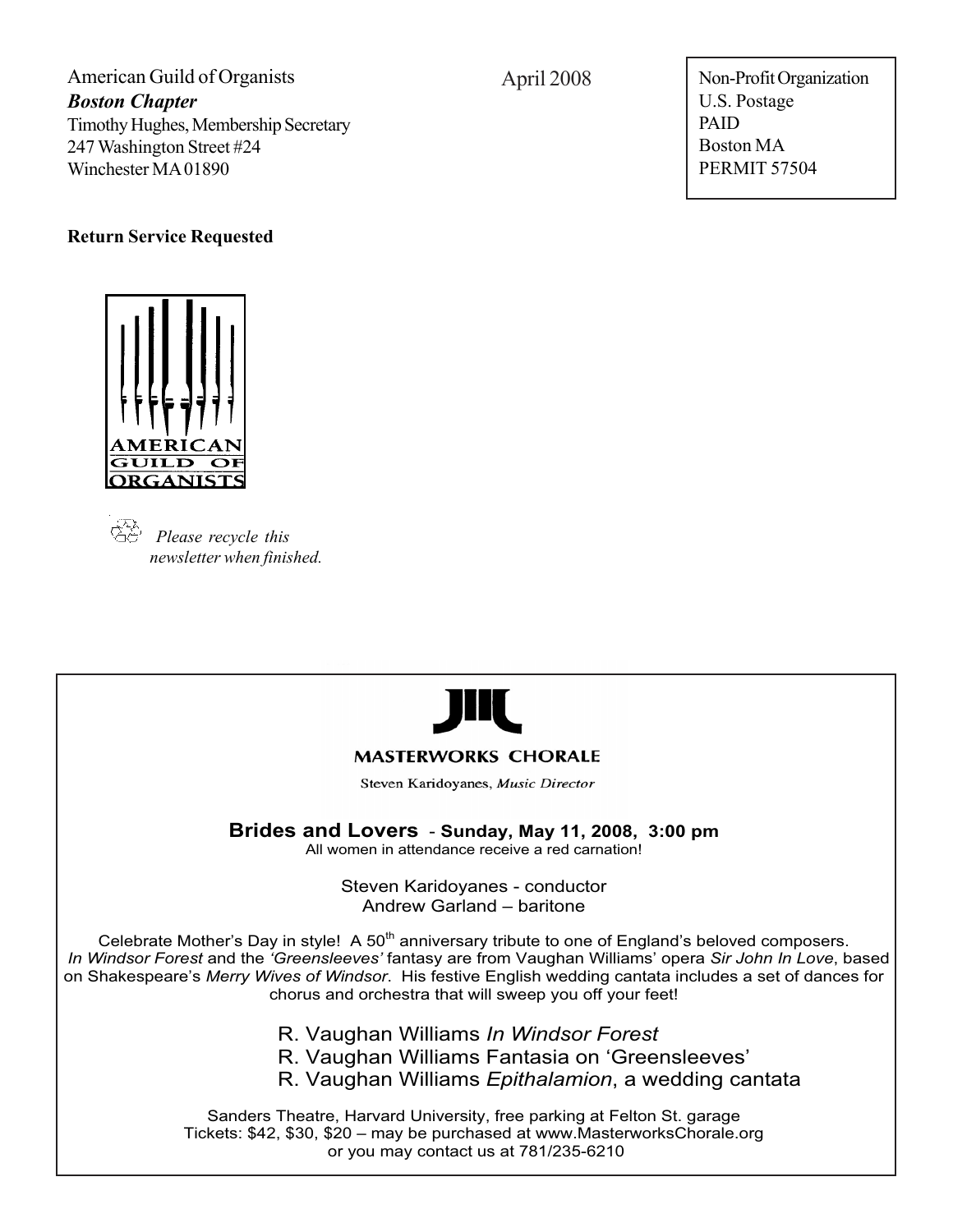American Guild of Organists

***Boston Chapter***

Timothy Hughes, Membership Secretary
247 Washington Street #24
Winchester MA 01890

April 2008

Non-Profit Organization
U.S. Postage
PAID
Boston MA
PERMIT 57504

**Return Service Requested**

AMERICAN GUILD OF ORGANISTS

*Please recycle this newsletter when finished.*

---

MASTERWORKS CHORALE

Steven Karidoyanes, *Music Director*

**Brides and Lovers** - **Sunday, May 11, 2008, 3:00 pm**

All women in attendance receive a red carnation!

Steven Karidoyanes - conductor
Andrew Garland – baritone

Celebrate Mother's Day in style! A 50th anniversary tribute to one of England's beloved composers. *In Windsor Forest* and the *'Greensleeves'* fantasy are from Vaughan Williams' opera *Sir John In Love*, based on Shakespeare's *Merry Wives of Windsor*. His festive English wedding cantata includes a set of dances for chorus and orchestra that will sweep you off your feet!

R. Vaughan Williams *In Windsor Forest*
R. Vaughan Williams Fantasia on 'Greensleeves'
R. Vaughan Williams *Epithalamion*, a wedding cantata

Sanders Theatre, Harvard University, free parking at Felton St. garage
Tickets: $42, $30, $20 – may be purchased at www.MasterworksChorale.org
or you may contact us at 781/235-6210